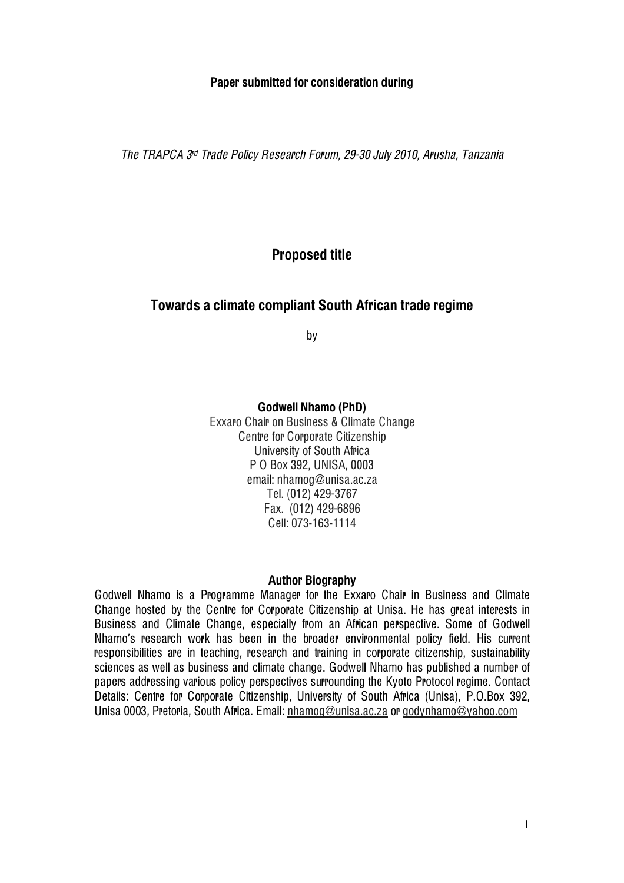**Paper submitted for consideration during**

*The TRAPCA 3rd Trade Policy Research Forum, 29-30 July 2010, Arusha, Tanzania*

## Proposed title

# Towards a climate compliant South African trade regime

by

**Godwell Nhamo (PhD)**
Exxaro Chair on Business & Climate Change
Centre for Corporate Citizenship
University of South Africa
P O Box 392, UNISA, 0003
email: nhamog@unisa.ac.za
Tel. (012) 429-3767
Fax. (012) 429-6896
Cell: 073-163-1114

### Author Biography

Godwell Nhamo is a Programme Manager for the Exxaro Chair in Business and Climate Change hosted by the Centre for Corporate Citizenship at Unisa. He has great interests in Business and Climate Change, especially from an African perspective. Some of Godwell Nhamo's research work has been in the broader environmental policy field. His current responsibilities are in teaching, research and training in corporate citizenship, sustainability sciences as well as business and climate change. Godwell Nhamo has published a number of papers addressing various policy perspectives surrounding the Kyoto Protocol regime. Contact Details: Centre for Corporate Citizenship, University of South Africa (Unisa), P.O.Box 392, Unisa 0003, Pretoria, South Africa. Email: nhamog@unisa.ac.za or godynhamo@yahoo.com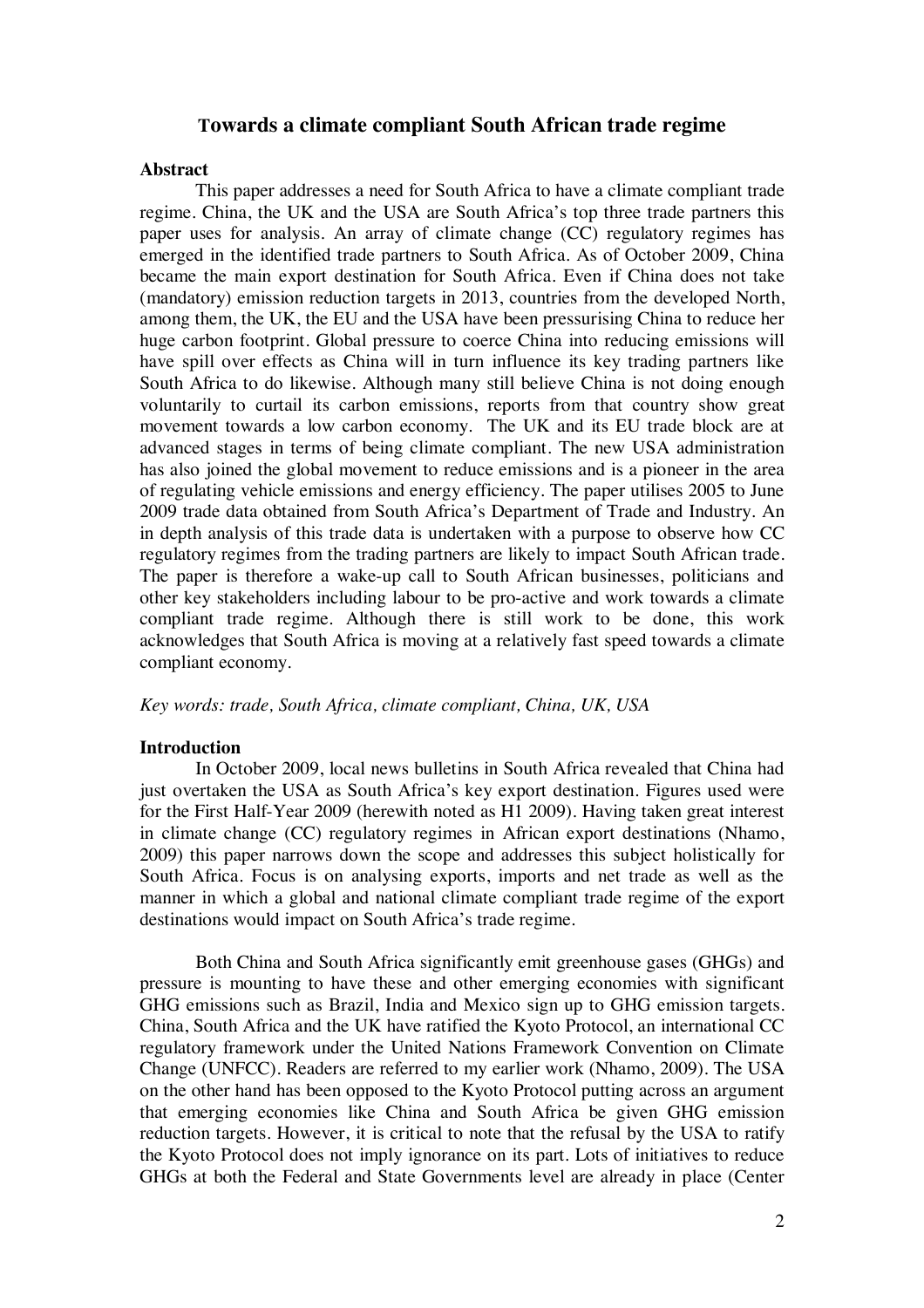# Towards a climate compliant South African trade regime

## Abstract

This paper addresses a need for South Africa to have a climate compliant trade regime. China, the UK and the USA are South Africa's top three trade partners this paper uses for analysis. An array of climate change (CC) regulatory regimes has emerged in the identified trade partners to South Africa. As of October 2009, China became the main export destination for South Africa. Even if China does not take (mandatory) emission reduction targets in 2013, countries from the developed North, among them, the UK, the EU and the USA have been pressurising China to reduce her huge carbon footprint. Global pressure to coerce China into reducing emissions will have spill over effects as China will in turn influence its key trading partners like South Africa to do likewise. Although many still believe China is not doing enough voluntarily to curtail its carbon emissions, reports from that country show great movement towards a low carbon economy. The UK and its EU trade block are at advanced stages in terms of being climate compliant. The new USA administration has also joined the global movement to reduce emissions and is a pioneer in the area of regulating vehicle emissions and energy efficiency. The paper utilises 2005 to June 2009 trade data obtained from South Africa's Department of Trade and Industry. An in depth analysis of this trade data is undertaken with a purpose to observe how CC regulatory regimes from the trading partners are likely to impact South African trade. The paper is therefore a wake-up call to South African businesses, politicians and other key stakeholders including labour to be pro-active and work towards a climate compliant trade regime. Although there is still work to be done, this work acknowledges that South Africa is moving at a relatively fast speed towards a climate compliant economy.

*Key words: trade, South Africa, climate compliant, China, UK, USA*

## Introduction

In October 2009, local news bulletins in South Africa revealed that China had just overtaken the USA as South Africa's key export destination. Figures used were for the First Half-Year 2009 (herewith noted as H1 2009). Having taken great interest in climate change (CC) regulatory regimes in African export destinations (Nhamo, 2009) this paper narrows down the scope and addresses this subject holistically for South Africa. Focus is on analysing exports, imports and net trade as well as the manner in which a global and national climate compliant trade regime of the export destinations would impact on South Africa's trade regime.

Both China and South Africa significantly emit greenhouse gases (GHGs) and pressure is mounting to have these and other emerging economies with significant GHG emissions such as Brazil, India and Mexico sign up to GHG emission targets. China, South Africa and the UK have ratified the Kyoto Protocol, an international CC regulatory framework under the United Nations Framework Convention on Climate Change (UNFCC). Readers are referred to my earlier work (Nhamo, 2009). The USA on the other hand has been opposed to the Kyoto Protocol putting across an argument that emerging economies like China and South Africa be given GHG emission reduction targets. However, it is critical to note that the refusal by the USA to ratify the Kyoto Protocol does not imply ignorance on its part. Lots of initiatives to reduce GHGs at both the Federal and State Governments level are already in place (Center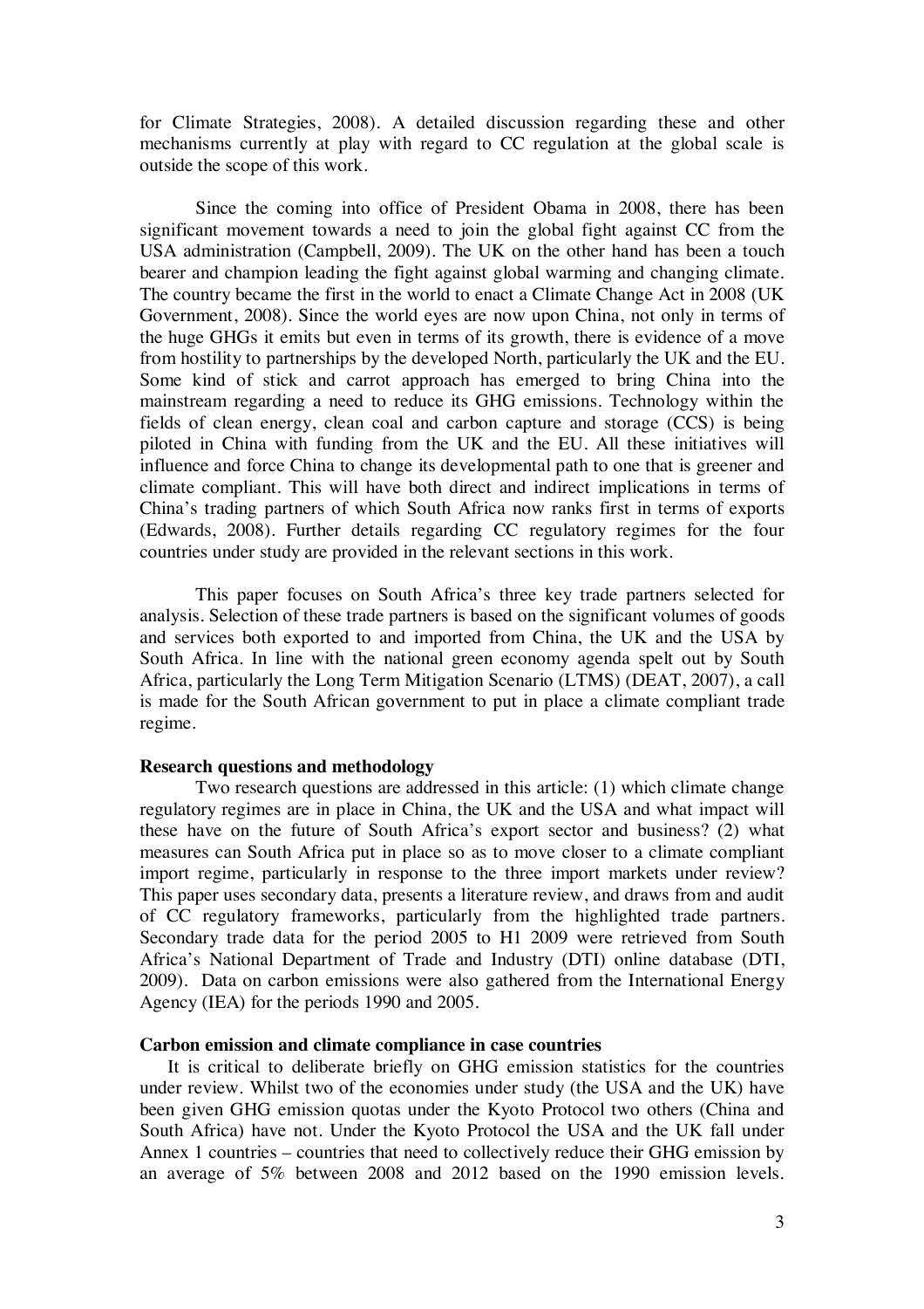for Climate Strategies, 2008). A detailed discussion regarding these and other mechanisms currently at play with regard to CC regulation at the global scale is outside the scope of this work.

Since the coming into office of President Obama in 2008, there has been significant movement towards a need to join the global fight against CC from the USA administration (Campbell, 2009). The UK on the other hand has been a touch bearer and champion leading the fight against global warming and changing climate. The country became the first in the world to enact a Climate Change Act in 2008 (UK Government, 2008). Since the world eyes are now upon China, not only in terms of the huge GHGs it emits but even in terms of its growth, there is evidence of a move from hostility to partnerships by the developed North, particularly the UK and the EU. Some kind of stick and carrot approach has emerged to bring China into the mainstream regarding a need to reduce its GHG emissions. Technology within the fields of clean energy, clean coal and carbon capture and storage (CCS) is being piloted in China with funding from the UK and the EU. All these initiatives will influence and force China to change its developmental path to one that is greener and climate compliant. This will have both direct and indirect implications in terms of China's trading partners of which South Africa now ranks first in terms of exports (Edwards, 2008). Further details regarding CC regulatory regimes for the four countries under study are provided in the relevant sections in this work.

This paper focuses on South Africa's three key trade partners selected for analysis. Selection of these trade partners is based on the significant volumes of goods and services both exported to and imported from China, the UK and the USA by South Africa. In line with the national green economy agenda spelt out by South Africa, particularly the Long Term Mitigation Scenario (LTMS) (DEAT, 2007), a call is made for the South African government to put in place a climate compliant trade regime.

**Research questions and methodology**

Two research questions are addressed in this article: (1) which climate change regulatory regimes are in place in China, the UK and the USA and what impact will these have on the future of South Africa's export sector and business? (2) what measures can South Africa put in place so as to move closer to a climate compliant import regime, particularly in response to the three import markets under review? This paper uses secondary data, presents a literature review, and draws from and audit of CC regulatory frameworks, particularly from the highlighted trade partners. Secondary trade data for the period 2005 to H1 2009 were retrieved from South Africa's National Department of Trade and Industry (DTI) online database (DTI, 2009). Data on carbon emissions were also gathered from the International Energy Agency (IEA) for the periods 1990 and 2005.

**Carbon emission and climate compliance in case countries**

It is critical to deliberate briefly on GHG emission statistics for the countries under review. Whilst two of the economies under study (the USA and the UK) have been given GHG emission quotas under the Kyoto Protocol two others (China and South Africa) have not. Under the Kyoto Protocol the USA and the UK fall under Annex 1 countries – countries that need to collectively reduce their GHG emission by an average of 5% between 2008 and 2012 based on the 1990 emission levels.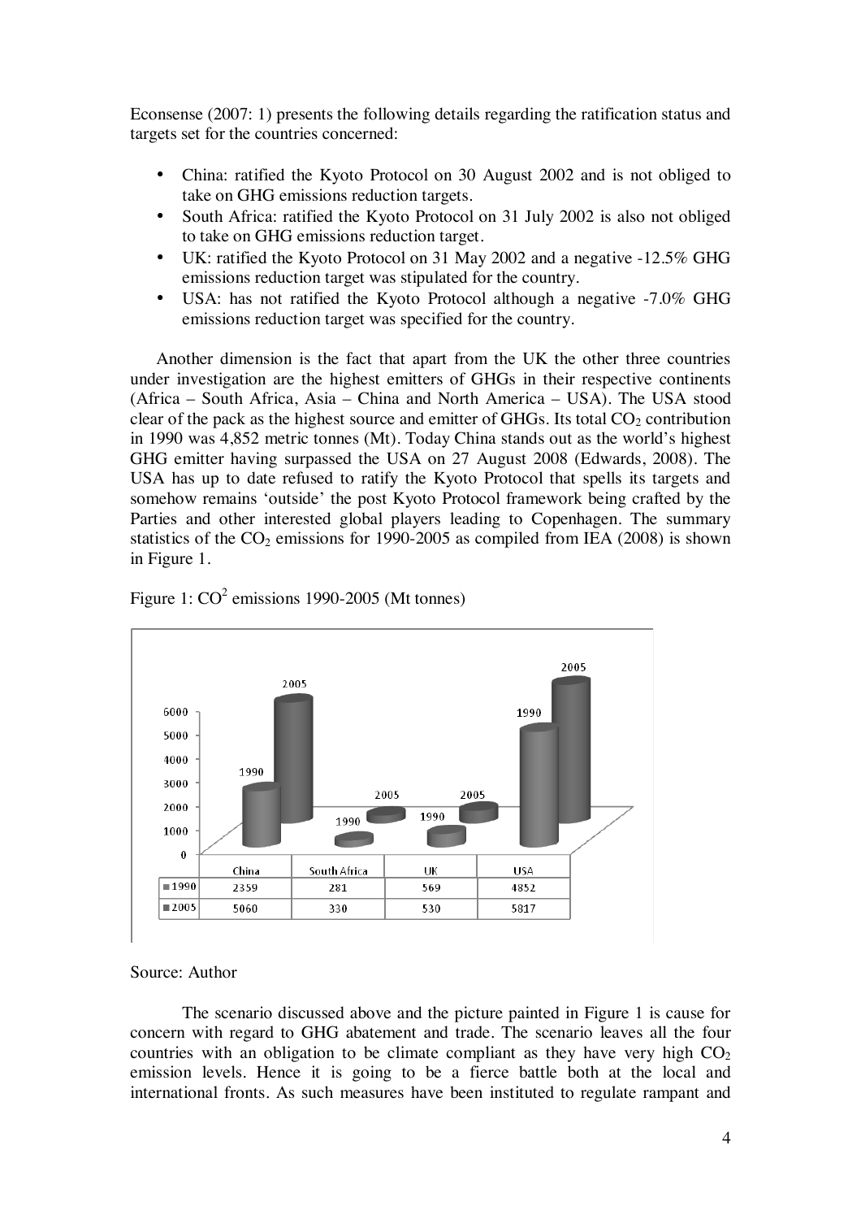Econsense (2007: 1) presents the following details regarding the ratification status and targets set for the countries concerned:

- China: ratified the Kyoto Protocol on 30 August 2002 and is not obliged to take on GHG emissions reduction targets.
- South Africa: ratified the Kyoto Protocol on 31 July 2002 is also not obliged to take on GHG emissions reduction target.
- UK: ratified the Kyoto Protocol on 31 May 2002 and a negative -12.5% GHG emissions reduction target was stipulated for the country.
- USA: has not ratified the Kyoto Protocol although a negative -7.0% GHG emissions reduction target was specified for the country.

Another dimension is the fact that apart from the UK the other three countries under investigation are the highest emitters of GHGs in their respective continents (Africa – South Africa, Asia – China and North America – USA). The USA stood clear of the pack as the highest source and emitter of GHGs. Its total $CO_2$ contribution in 1990 was 4,852 metric tonnes (Mt). Today China stands out as the world's highest GHG emitter having surpassed the USA on 27 August 2008 (Edwards, 2008). The USA has up to date refused to ratify the Kyoto Protocol that spells its targets and somehow remains 'outside' the post Kyoto Protocol framework being crafted by the Parties and other interested global players leading to Copenhagen. The summary statistics of the $CO_2$ emissions for 1990-2005 as compiled from IEA (2008) is shown in Figure 1.

Figure 1: $CO^2$ emissions 1990-2005 (Mt tonnes)

| | China | South Africa | UK | USA |
|---|---|---|---|---|
| 1990 | 2359 | 281 | 569 | 4852 |
| 2005 | 5060 | 330 | 530 | 5817 |

Source: Author

The scenario discussed above and the picture painted in Figure 1 is cause for concern with regard to GHG abatement and trade. The scenario leaves all the four countries with an obligation to be climate compliant as they have very high $CO_2$ emission levels. Hence it is going to be a fierce battle both at the local and international fronts. As such measures have been instituted to regulate rampant and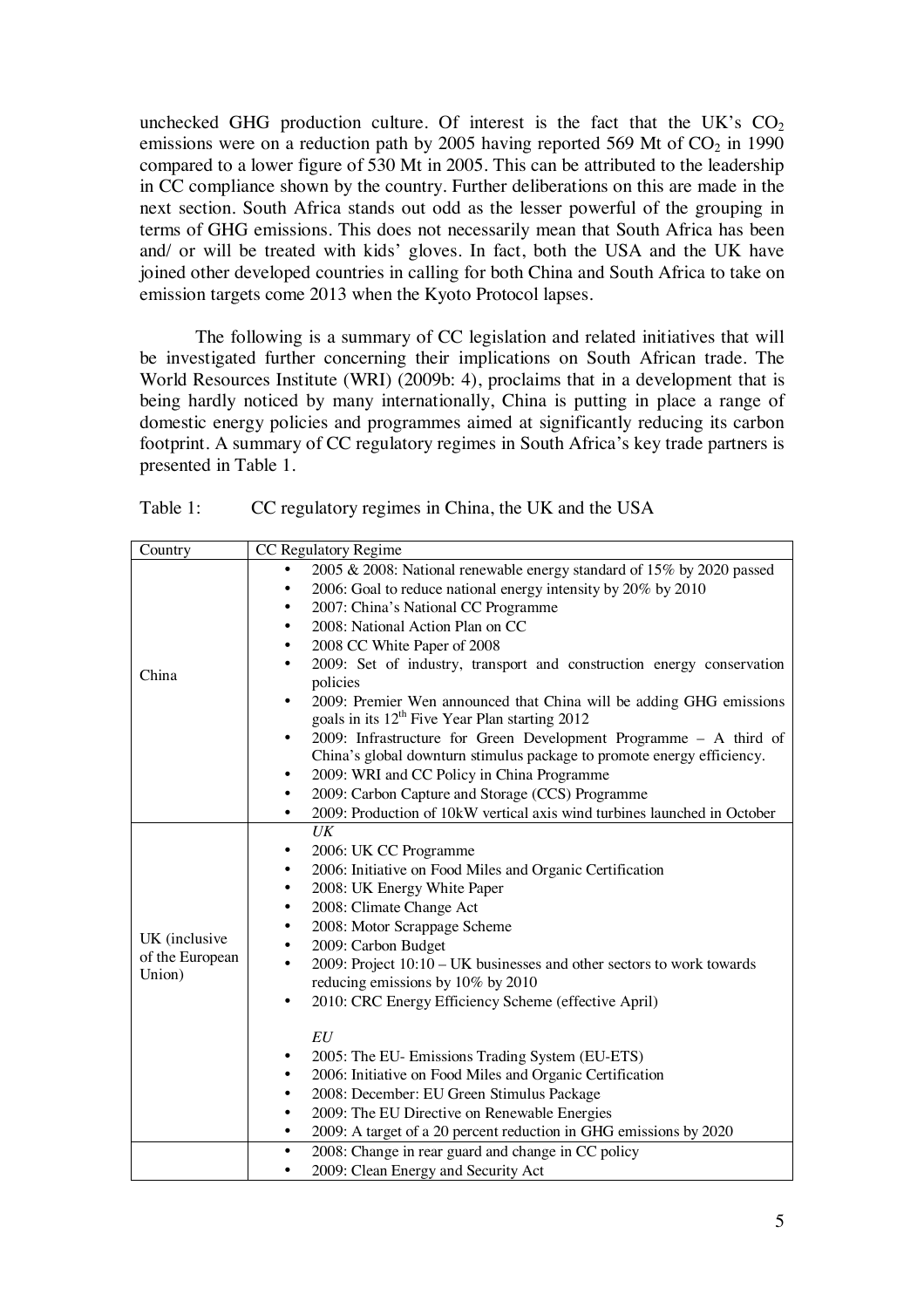unchecked GHG production culture. Of interest is the fact that the UK's $CO_2$ emissions were on a reduction path by 2005 having reported 569 Mt of $CO_2$ in 1990 compared to a lower figure of 530 Mt in 2005. This can be attributed to the leadership in CC compliance shown by the country. Further deliberations on this are made in the next section. South Africa stands out odd as the lesser powerful of the grouping in terms of GHG emissions. This does not necessarily mean that South Africa has been and/ or will be treated with kids' gloves. In fact, both the USA and the UK have joined other developed countries in calling for both China and South Africa to take on emission targets come 2013 when the Kyoto Protocol lapses.

The following is a summary of CC legislation and related initiatives that will be investigated further concerning their implications on South African trade. The World Resources Institute (WRI) (2009b: 4), proclaims that in a development that is being hardly noticed by many internationally, China is putting in place a range of domestic energy policies and programmes aimed at significantly reducing its carbon footprint. A summary of CC regulatory regimes in South Africa's key trade partners is presented in Table 1.

Table 1: CC regulatory regimes in China, the UK and the USA

| Country | CC Regulatory Regime |
|---|---|
| China | • 2005 & 2008: National renewable energy standard of 15% by 2020 passed<br>• 2006: Goal to reduce national energy intensity by 20% by 2010<br>• 2007: China's National CC Programme<br>• 2008: National Action Plan on CC<br>• 2008 CC White Paper of 2008<br>• 2009: Set of industry, transport and construction energy conservation policies<br>• 2009: Premier Wen announced that China will be adding GHG emissions goals in its 12th Five Year Plan starting 2012<br>• 2009: Infrastructure for Green Development Programme – A third of China's global downturn stimulus package to promote energy efficiency.<br>• 2009: WRI and CC Policy in China Programme<br>• 2009: Carbon Capture and Storage (CCS) Programme<br>• 2009: Production of 10kW vertical axis wind turbines launched in October |
| UK (inclusive of the European Union) | *UK*<br>• 2006: UK CC Programme<br>• 2006: Initiative on Food Miles and Organic Certification<br>• 2008: UK Energy White Paper<br>• 2008: Climate Change Act<br>• 2008: Motor Scrappage Scheme<br>• 2009: Carbon Budget<br>• 2009: Project 10:10 – UK businesses and other sectors to work towards reducing emissions by 10% by 2010<br>• 2010: CRC Energy Efficiency Scheme (effective April)<br><br>*EU*<br>• 2005: The EU- Emissions Trading System (EU-ETS)<br>• 2006: Initiative on Food Miles and Organic Certification<br>• 2008: December: EU Green Stimulus Package<br>• 2009: The EU Directive on Renewable Energies<br>• 2009: A target of a 20 percent reduction in GHG emissions by 2020 |
| | • 2008: Change in rear guard and change in CC policy<br>• 2009: Clean Energy and Security Act |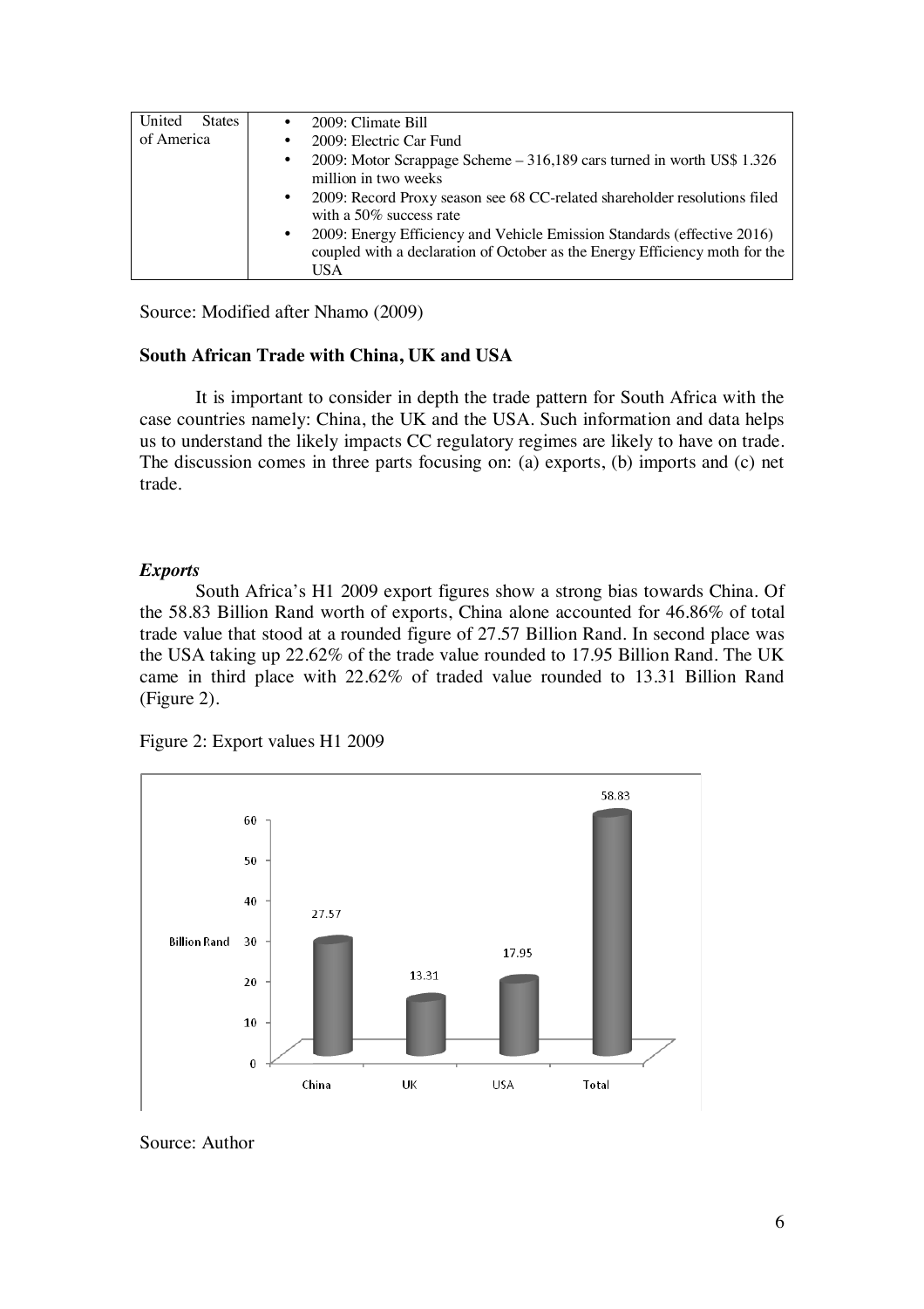| | |
|---|---|
| United States of America | • 2009: Climate Bill<br>• 2009: Electric Car Fund<br>• 2009: Motor Scrappage Scheme – 316,189 cars turned in worth US$ 1.326 million in two weeks<br>• 2009: Record Proxy season see 68 CC-related shareholder resolutions filed with a 50% success rate<br>• 2009: Energy Efficiency and Vehicle Emission Standards (effective 2016) coupled with a declaration of October as the Energy Efficiency moth for the USA |

Source: Modified after Nhamo (2009)

**South African Trade with China, UK and USA**

It is important to consider in depth the trade pattern for South Africa with the case countries namely: China, the UK and the USA. Such information and data helps us to understand the likely impacts CC regulatory regimes are likely to have on trade. The discussion comes in three parts focusing on: (a) exports, (b) imports and (c) net trade.

***Exports***

South Africa's H1 2009 export figures show a strong bias towards China. Of the 58.83 Billion Rand worth of exports, China alone accounted for 46.86% of total trade value that stood at a rounded figure of 27.57 Billion Rand. In second place was the USA taking up 22.62% of the trade value rounded to 17.95 Billion Rand. The UK came in third place with 22.62% of traded value rounded to 13.31 Billion Rand (Figure 2).

Figure 2: Export values H1 2009

| | China | UK | USA | Total |
|---|---|---|---|---|
| Billion Rand | 27.57 | 13.31 | 17.95 | 58.83 |

Source: Author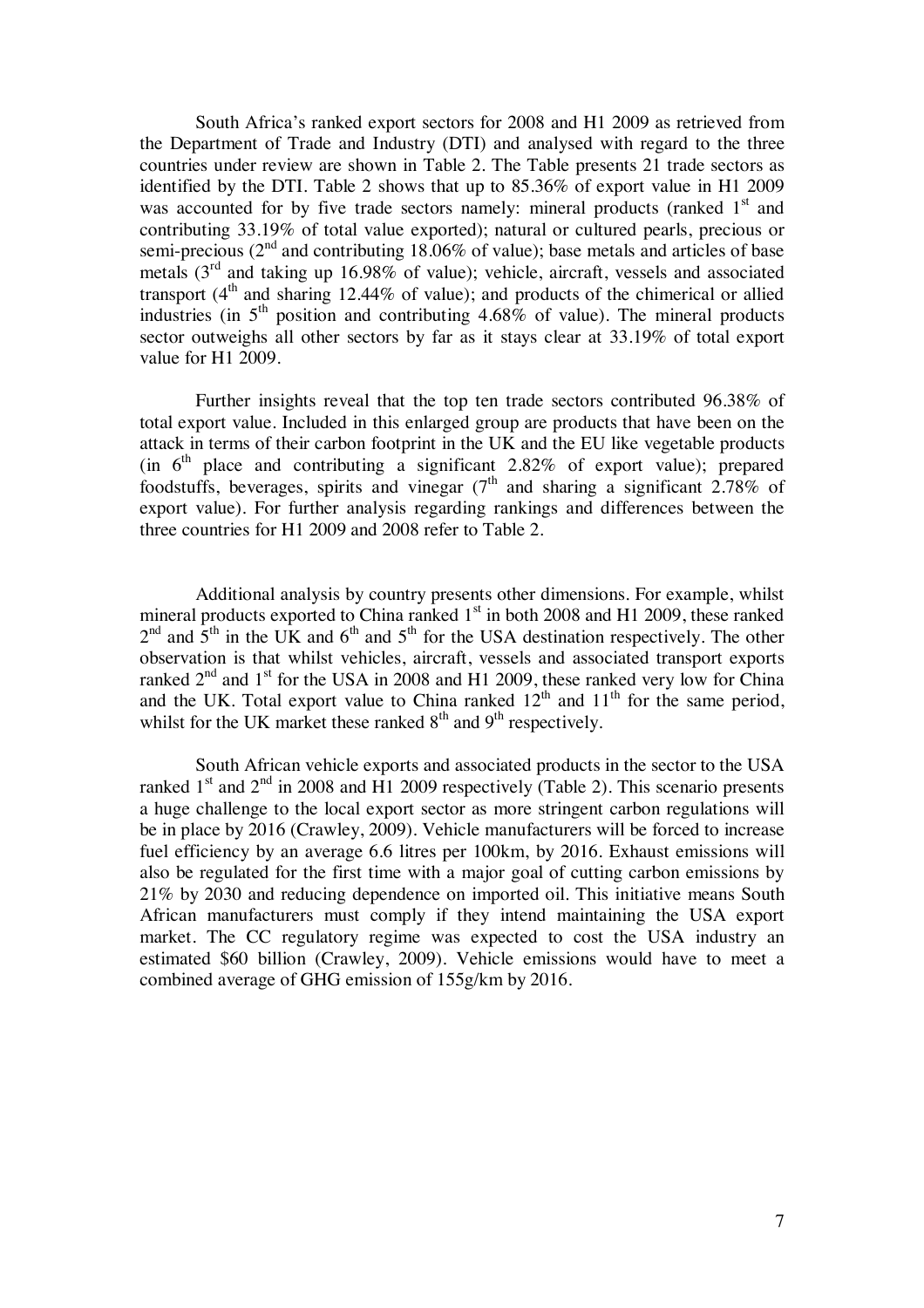South Africa's ranked export sectors for 2008 and H1 2009 as retrieved from the Department of Trade and Industry (DTI) and analysed with regard to the three countries under review are shown in Table 2. The Table presents 21 trade sectors as identified by the DTI. Table 2 shows that up to 85.36% of export value in H1 2009 was accounted for by five trade sectors namely: mineral products (ranked 1st and contributing 33.19% of total value exported); natural or cultured pearls, precious or semi-precious (2nd and contributing 18.06% of value); base metals and articles of base metals (3rd and taking up 16.98% of value); vehicle, aircraft, vessels and associated transport (4th and sharing 12.44% of value); and products of the chimerical or allied industries (in 5th position and contributing 4.68% of value). The mineral products sector outweighs all other sectors by far as it stays clear at 33.19% of total export value for H1 2009.

Further insights reveal that the top ten trade sectors contributed 96.38% of total export value. Included in this enlarged group are products that have been on the attack in terms of their carbon footprint in the UK and the EU like vegetable products (in 6th place and contributing a significant 2.82% of export value); prepared foodstuffs, beverages, spirits and vinegar (7th and sharing a significant 2.78% of export value). For further analysis regarding rankings and differences between the three countries for H1 2009 and 2008 refer to Table 2.

Additional analysis by country presents other dimensions. For example, whilst mineral products exported to China ranked 1st in both 2008 and H1 2009, these ranked 2nd and 5th in the UK and 6th and 5th for the USA destination respectively. The other observation is that whilst vehicles, aircraft, vessels and associated transport exports ranked 2nd and 1st for the USA in 2008 and H1 2009, these ranked very low for China and the UK. Total export value to China ranked 12th and 11th for the same period, whilst for the UK market these ranked 8th and 9th respectively.

South African vehicle exports and associated products in the sector to the USA ranked 1st and 2nd in 2008 and H1 2009 respectively (Table 2). This scenario presents a huge challenge to the local export sector as more stringent carbon regulations will be in place by 2016 (Crawley, 2009). Vehicle manufacturers will be forced to increase fuel efficiency by an average 6.6 litres per 100km, by 2016. Exhaust emissions will also be regulated for the first time with a major goal of cutting carbon emissions by 21% by 2030 and reducing dependence on imported oil. This initiative means South African manufacturers must comply if they intend maintaining the USA export market. The CC regulatory regime was expected to cost the USA industry an estimated $60 billion (Crawley, 2009). Vehicle emissions would have to meet a combined average of GHG emission of 155g/km by 2016.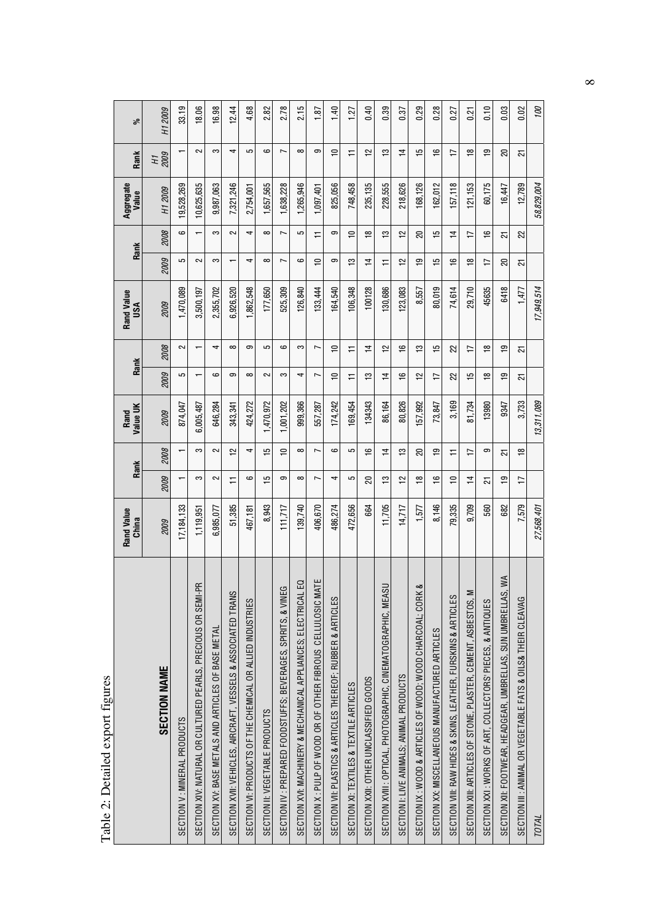Table 2: Detailed export figures

| SECTION NAME | Rand Value China | Rank | | Rand Value UK | Rank | | Rand Value USA | Rank | | Aggregate Value | Rank | % |
|---|---|---|---|---|---|---|---|---|---|---|---|---|
| | 2009 | 2009 | 2008 | 2009 | 2009 | 2008 | 2009 | 2009 | 2008 | H1 2009 | H1 2009 | H1 2009 |
| SECTION V : MINERAL PRODUCTS | 17,184,133 | 1 | 1 | 874,047 | 5 | 2 | 1,470,089 | 5 | 6 | 19,528,269 | 1 | 33.19 |
| SECTION XIV: NATURAL OR CULTURED PEARLS, PRECIOUS OR SEMI-PR | 1,119,951 | 3 | 3 | 6,005,487 | 1 | 1 | 3,500,197 | 2 | 1 | 10,625,635 | 2 | 18.06 |
| SECTION XV: BASE METALS AND ARTICLES OF BASE METAL | 6,985,077 | 2 | 2 | 646,284 | 6 | 4 | 2,355,702 | 3 | 3 | 9,987,063 | 3 | 16.98 |
| SECTION XVII: VEHICLES, AIRCRAFT, VESSELS & ASSOCIATED TRANS | 51,385 | 11 | 12 | 343,341 | 9 | 8 | 6,926,520 | 1 | 2 | 7,321,246 | 4 | 12.44 |
| SECTION VI: PRODUCTS OF THE CHEMICAL OR ALLIED INDUSTRIES | 467,181 | 6 | 4 | 424,272 | 8 | 9 | 1,862,548 | 4 | 4 | 2,754,001 | 5 | 4.68 |
| SECTION II: VEGETABLE PRODUCTS | 8,943 | 15 | 15 | 1,470,972 | 2 | 5 | 177,650 | 8 | 8 | 1,657,565 | 6 | 2.82 |
| SECTION IV : PREPARED FOODSTUFFS; BEVERAGES, SPIRITS, & VINEG | 111,717 | 9 | 10 | 1,001,202 | 3 | 6 | 525,309 | 7 | 7 | 1,638,228 | 7 | 2.78 |
| SECTION XVI: MACHINERY & MECHANICAL APPLIANCES; ELECTRICAL EQ | 139,740 | 8 | 8 | 999,366 | 4 | 3 | 126,840 | 6 | 5 | 1,265,946 | 8 | 2.15 |
| SECTION X : PULP OF WOOD OR OF OTHER FIBROUS CELLULOSIC MATE | 406,670 | 7 | 7 | 557,287 | 7 | 7 | 133,444 | 10 | 11 | 1,097,401 | 9 | 1.87 |
| SECTION VII: PLASTICS & ARTICLES THEREOF; RUBBER & ARTICLES | 486,274 | 4 | 6 | 174,242 | 10 | 10 | 164,540 | 9 | 9 | 825,056 | 10 | 1.40 |
| SECTION XI: TEXTILES & TEXTILE ARTICLES | 472,656 | 5 | 5 | 169,454 | 11 | 11 | 106,348 | 13 | 10 | 748,458 | 11 | 1.27 |
| SECTION XXII: OTHER UNCLASSIFIED GOODS | 664 | 20 | 16 | 134343 | 13 | 14 | 100128 | 14 | 18 | 235,135 | 12 | 0.40 |
| SECTION XVIII : OPTICAL, PHOTOGRAPHIC, CINEMATOGRAPHIC, MEASU | 11,705 | 13 | 14 | 86,164 | 14 | 12 | 130,686 | 11 | 13 | 228,555 | 13 | 0.39 |
| SECTION I: LIVE ANIMALS; ANIMAL PRODUCTS | 14,717 | 12 | 13 | 80,826 | 16 | 16 | 123,083 | 12 | 12 | 218,626 | 14 | 0.37 |
| SECTION IX : WOOD & ARTICLES OF WOOD; WOOD CHARCOAL; CORK & | 1,577 | 18 | 20 | 157,992 | 12 | 13 | 8,557 | 19 | 20 | 168,126 | 15 | 0.29 |
| SECTION XX: MISCELLANEOUS MANUFACTURED ARTICLES | 8,146 | 16 | 19 | 73,847 | 17 | 15 | 80,019 | 15 | 15 | 162,012 | 16 | 0.28 |
| SECTION VIII: RAW HIDES & SKINS, LEATHER, FURSKINS & ARTICLES | 79,335 | 10 | 11 | 3,169 | 22 | 22 | 74,614 | 16 | 14 | 157,118 | 17 | 0.27 |
| SECTION XIII: ARTICLES OF STONE, PLASTER, CEMENT, ASBESTOS, M | 9,709 | 14 | 17 | 81,734 | 15 | 17 | 29,710 | 18 | 17 | 121,153 | 18 | 0.21 |
| SECTION XXI : WORKS OF ART, COLLECTORS' PIECES, & ANTIQUES | 560 | 21 | 9 | 13980 | 18 | 18 | 45635 | 17 | 16 | 60,175 | 19 | 0.10 |
| SECTION XII: FOOTWEAR, HEADGEAR, UMBRELLAS, SUN UMBRELLAS, WA | 682 | 19 | 21 | 9347 | 19 | 19 | 6418 | 20 | 21 | 16,447 | 20 | 0.03 |
| SECTION III : ANIMAL OR VEGETABLE FATS & OILS& THEIR CLEAVAG | 7,579 | 17 | 18 | 3,733 | 21 | 21 | 1,477 | 21 | 22 | 12,789 | 21 | 0.02 |
| *TOTAL* | *27,568,401* | | | *13,311,089* | | | *17,949,514* | | | *58,829,004* | | *100* |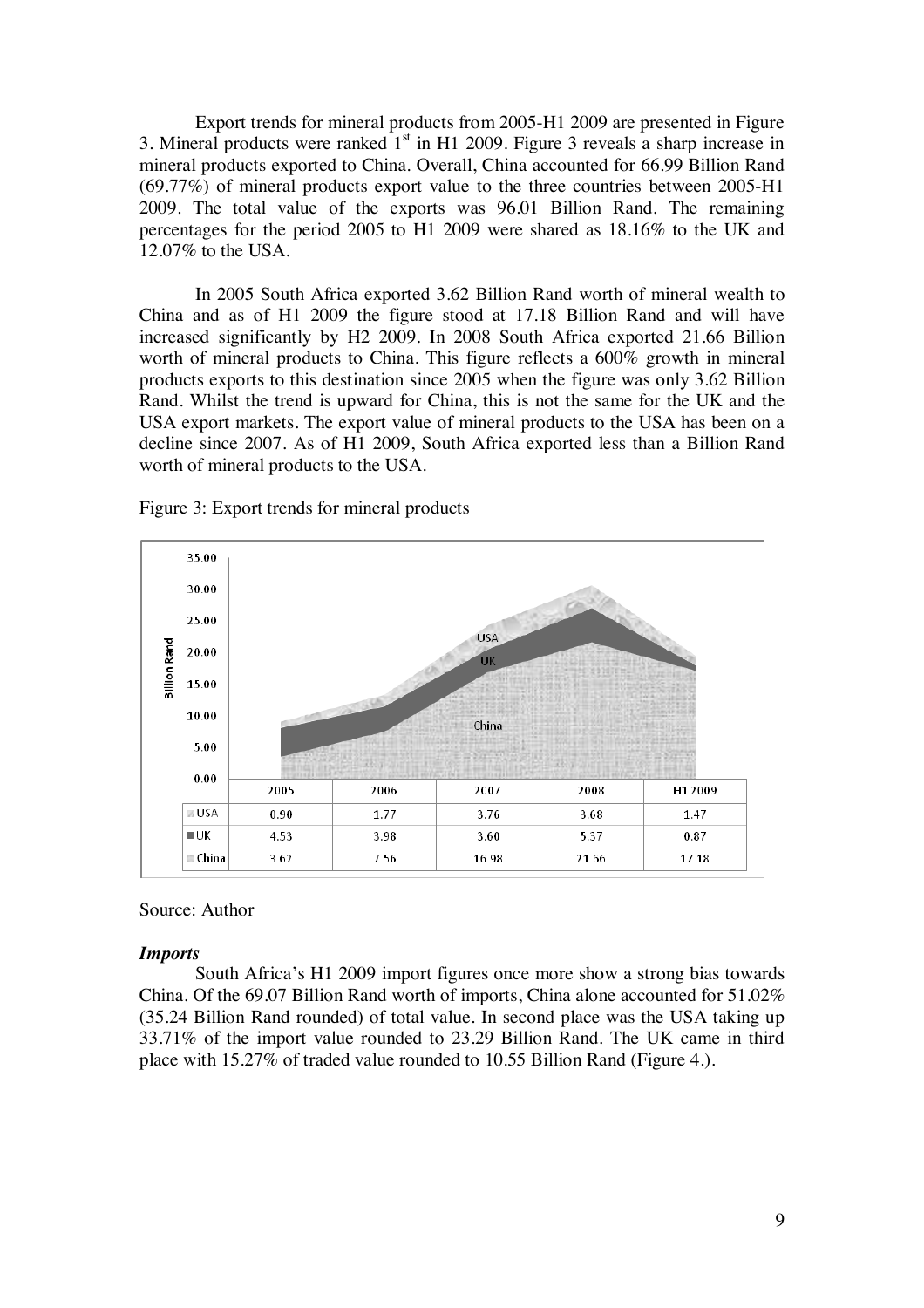Export trends for mineral products from 2005-H1 2009 are presented in Figure 3. Mineral products were ranked 1st in H1 2009. Figure 3 reveals a sharp increase in mineral products exported to China. Overall, China accounted for 66.99 Billion Rand (69.77%) of mineral products export value to the three countries between 2005-H1 2009. The total value of the exports was 96.01 Billion Rand. The remaining percentages for the period 2005 to H1 2009 were shared as 18.16% to the UK and 12.07% to the USA.

In 2005 South Africa exported 3.62 Billion Rand worth of mineral wealth to China and as of H1 2009 the figure stood at 17.18 Billion Rand and will have increased significantly by H2 2009. In 2008 South Africa exported 21.66 Billion worth of mineral products to China. This figure reflects a 600% growth in mineral products exports to this destination since 2005 when the figure was only 3.62 Billion Rand. Whilst the trend is upward for China, this is not the same for the UK and the USA export markets. The export value of mineral products to the USA has been on a decline since 2007. As of H1 2009, South Africa exported less than a Billion Rand worth of mineral products to the USA.

Figure 3: Export trends for mineral products

| | 2005 | 2006 | 2007 | 2008 | H1 2009 |
|---|---|---|---|---|---|
| USA | 0.90 | 1.77 | 3.76 | 3.68 | 1.47 |
| UK | 4.53 | 3.98 | 3.60 | 5.37 | 0.87 |
| China | 3.62 | 7.56 | 16.98 | 21.66 | 17.18 |

Source: Author

***Imports***

South Africa's H1 2009 import figures once more show a strong bias towards China. Of the 69.07 Billion Rand worth of imports, China alone accounted for 51.02% (35.24 Billion Rand rounded) of total value. In second place was the USA taking up 33.71% of the import value rounded to 23.29 Billion Rand. The UK came in third place with 15.27% of traded value rounded to 10.55 Billion Rand (Figure 4.).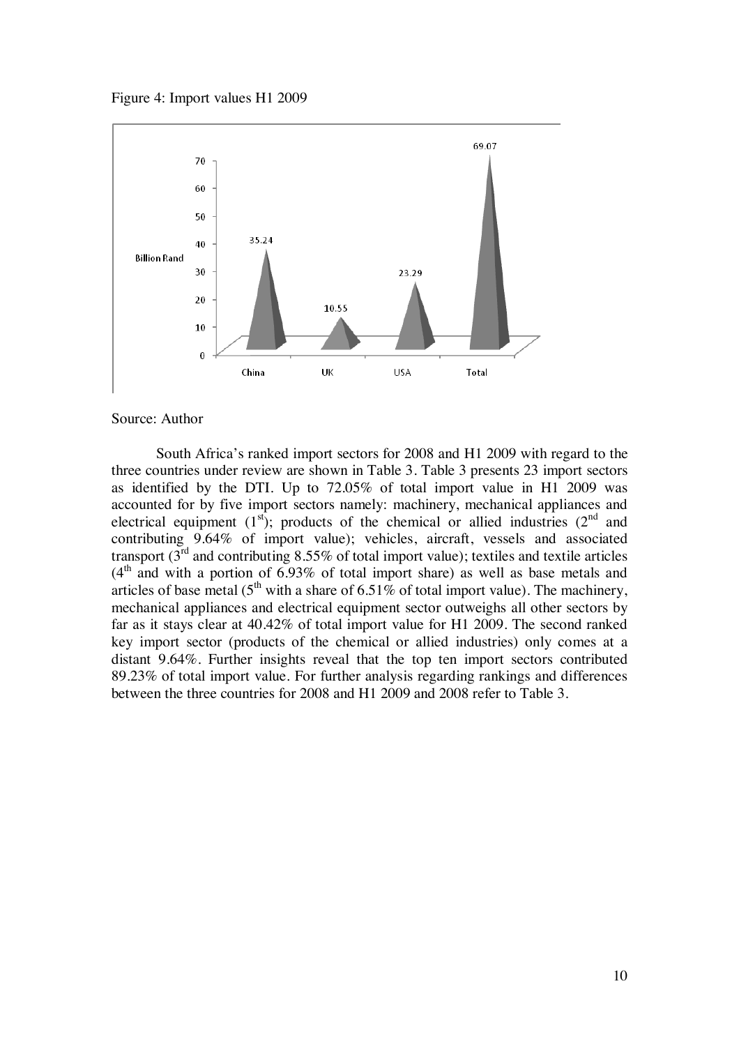Figure 4: Import values H1 2009

Source: Author

South Africa's ranked import sectors for 2008 and H1 2009 with regard to the three countries under review are shown in Table 3. Table 3 presents 23 import sectors as identified by the DTI. Up to 72.05% of total import value in H1 2009 was accounted for by five import sectors namely: machinery, mechanical appliances and electrical equipment (1st); products of the chemical or allied industries (2nd and contributing 9.64% of import value); vehicles, aircraft, vessels and associated transport (3rd and contributing 8.55% of total import value); textiles and textile articles (4th and with a portion of 6.93% of total import share) as well as base metals and articles of base metal (5th with a share of 6.51% of total import value). The machinery, mechanical appliances and electrical equipment sector outweighs all other sectors by far as it stays clear at 40.42% of total import value for H1 2009. The second ranked key import sector (products of the chemical or allied industries) only comes at a distant 9.64%. Further insights reveal that the top ten import sectors contributed 89.23% of total import value. For further analysis regarding rankings and differences between the three countries for 2008 and H1 2009 and 2008 refer to Table 3.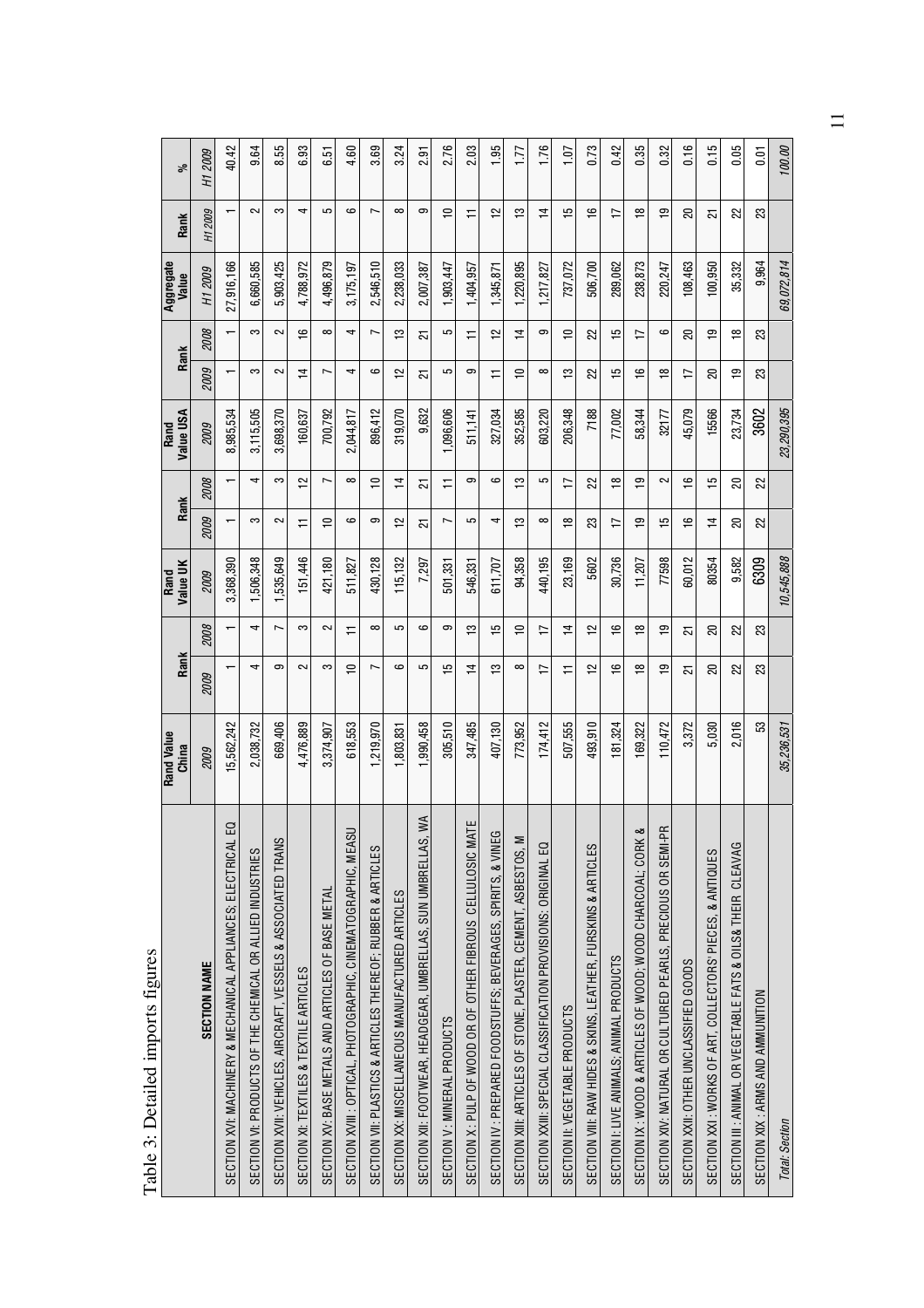Table 3: Detailed imports figures

| SECTION NAME | Rand Value China | Rank | | Rand Value UK | Rank | | Rand Value USA | Rank | | Aggregate Value | Rank | % |
|---|---|---|---|---|---|---|---|---|---|---|---|---|
| | 2009 | 2009 | 2008 | 2009 | 2009 | 2008 | 2009 | 2009 | 2008 | H1 2009 | H1 2009 | H1 2009 |
| SECTION XVI: MACHINERY & MECHANICAL APPLIANCES; ELECTRICAL EQ | 15,562,242 | 1 | 1 | 3,368,390 | 1 | 1 | 8,985,534 | 1 | 1 | 27,916,166 | 1 | 40.42 |
| SECTION VI: PRODUCTS OF THE CHEMICAL OR ALLIED INDUSTRIES | 2,038,732 | 4 | 4 | 1,506,348 | 3 | 4 | 3,115,505 | 3 | 3 | 6,660,585 | 2 | 9.64 |
| SECTION XVII: VEHICLES, AIRCRAFT, VESSELS & ASSOCIATED TRANS | 669,406 | 9 | 7 | 1,535,649 | 2 | 3 | 3,698,370 | 2 | 2 | 5,903,425 | 3 | 8.55 |
| SECTION XI: TEXTILES & TEXTILE ARTICLES | 4,476,889 | 2 | 3 | 151,446 | 11 | 12 | 160,637 | 14 | 16 | 4,788,972 | 4 | 6.93 |
| SECTION XV: BASE METALS AND ARTICLES OF BASE METAL | 3,374,907 | 3 | 2 | 421,180 | 10 | 7 | 700,792 | 7 | 8 | 4,496,879 | 5 | 6.51 |
| SECTION XVIII : OPTICAL, PHOTOGRAPHIC, CINEMATOGRAPHIC, MEASU | 618,553 | 10 | 11 | 511,827 | 6 | 8 | 2,044,817 | 4 | 4 | 3,175,197 | 6 | 4.60 |
| SECTION VII: PLASTICS & ARTICLES THEREOF: RUBBER & ARTICLES | 1,219,970 | 7 | 8 | 430,128 | 9 | 10 | 896,412 | 6 | 7 | 2,546,510 | 7 | 3.69 |
| SECTION XX: MISCELLANEOUS MANUFACTURED ARTICLES | 1,803,831 | 6 | 5 | 115,132 | 12 | 14 | 319,070 | 12 | 13 | 2,238,033 | 8 | 3.24 |
| SECTION XII: FOOTWEAR, HEADGEAR, UMBRELLAS, SUN UMBRELLAS, WA | 1,990,458 | 5 | 6 | 7,297 | 21 | 21 | 9,632 | 21 | 21 | 2,007,387 | 9 | 2.91 |
| SECTION V: MINERAL PRODUCTS | 305,510 | 15 | 9 | 501,331 | 7 | 11 | 1,096,606 | 5 | 5 | 1,903,447 | 10 | 2.76 |
| SECTION X : PULP OF WOOD OR OF OTHER FIBROUS CELLULOSIC MATE | 347,485 | 14 | 13 | 546,331 | 5 | 9 | 511,141 | 9 | 11 | 1,404,957 | 11 | 2.03 |
| SECTION IV : PREPARED FOODSTUFFS; BEVERAGES, SPIRITS, & VINEG | 407,130 | 13 | 15 | 611,707 | 4 | 6 | 327,034 | 11 | 12 | 1,345,871 | 12 | 1.95 |
| SECTION XIII: ARTICLES OF STONE, PLASTER, CEMENT, ASBESTOS, M | 773,952 | 8 | 10 | 94,358 | 13 | 13 | 352,585 | 10 | 14 | 1,220,895 | 13 | 1.77 |
| SECTION XXIII: SPECIAL CLASSIFICATION PROVISIONS: ORIGINAL EQ | 174,412 | 17 | 17 | 440,195 | 8 | 5 | 603,220 | 8 | 9 | 1,217,827 | 14 | 1.76 |
| SECTION II: VEGETABLE PRODUCTS | 507,555 | 11 | 14 | 23,169 | 18 | 17 | 206,348 | 13 | 10 | 737,072 | 15 | 1.07 |
| SECTION VIII: RAW HIDES & SKINS, LEATHER, FURSKINS & ARTICLES | 493,910 | 12 | 12 | 5602 | 23 | 22 | 7188 | 22 | 22 | 506,700 | 16 | 0.73 |
| SECTION I: LIVE ANIMALS; ANIMAL PRODUCTS | 181,324 | 16 | 16 | 30,736 | 17 | 18 | 77,002 | 15 | 15 | 289,062 | 17 | 0.42 |
| SECTION IX : WOOD & ARTICLES OF WOOD; WOOD CHARCOAL; CORK & | 169,322 | 18 | 18 | 11,207 | 19 | 19 | 58,344 | 16 | 17 | 238,873 | 18 | 0.35 |
| SECTION XIV: NATURAL OR CULTURED PEARLS, PRECIOUS OR SEMI-PR | 110,472 | 19 | 19 | 77598 | 15 | 2 | 32177 | 18 | 6 | 220,247 | 19 | 0.32 |
| SECTION XXII: OTHER UNCLASSIFIED GOODS | 3,372 | 21 | 21 | 60,012 | 16 | 16 | 45,079 | 17 | 20 | 108,463 | 20 | 0.16 |
| SECTION XXI : WORKS OF ART, COLLECTORS' PIECES, & ANTIQUES | 5,030 | 20 | 20 | 80354 | 14 | 15 | 15566 | 20 | 19 | 100,950 | 21 | 0.15 |
| SECTION III : ANIMAL OR VEGETABLE FATS & OILS& THEIR CLEAVAG | 2,016 | 22 | 22 | 9,582 | 20 | 20 | 23,734 | 19 | 18 | 35,332 | 22 | 0.05 |
| SECTION XIX : ARMS AND AMMUNITION | 53 | 23 | 23 | 6309 | 22 | 22 | 3602 | 23 | 23 | 9,964 | 23 | 0.01 |
| *Total: Section* | *35,236,531* | | | *10,545,888* | | | *23,290,395* | | | *69,072,814* | | *100.00* |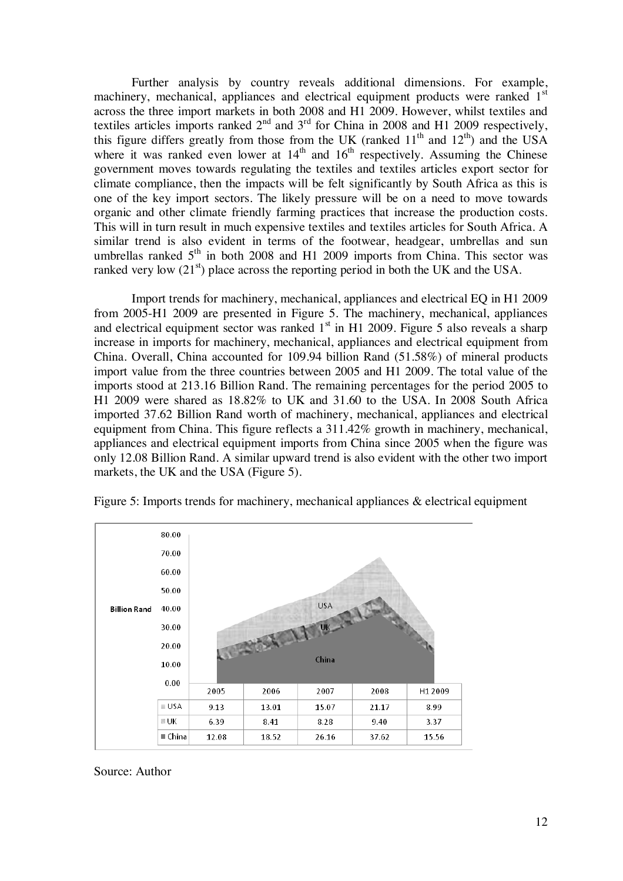Further analysis by country reveals additional dimensions. For example, machinery, mechanical, appliances and electrical equipment products were ranked 1st across the three import markets in both 2008 and H1 2009. However, whilst textiles and textiles articles imports ranked 2nd and 3rd for China in 2008 and H1 2009 respectively, this figure differs greatly from those from the UK (ranked 11th and 12th) and the USA where it was ranked even lower at 14th and 16th respectively. Assuming the Chinese government moves towards regulating the textiles and textiles articles export sector for climate compliance, then the impacts will be felt significantly by South Africa as this is one of the key import sectors. The likely pressure will be on a need to move towards organic and other climate friendly farming practices that increase the production costs. This will in turn result in much expensive textiles and textiles articles for South Africa. A similar trend is also evident in terms of the footwear, headgear, umbrellas and sun umbrellas ranked 5th in both 2008 and H1 2009 imports from China. This sector was ranked very low (21st) place across the reporting period in both the UK and the USA.

Import trends for machinery, mechanical, appliances and electrical EQ in H1 2009 from 2005-H1 2009 are presented in Figure 5. The machinery, mechanical, appliances and electrical equipment sector was ranked 1st in H1 2009. Figure 5 also reveals a sharp increase in imports for machinery, mechanical, appliances and electrical equipment from China. Overall, China accounted for 109.94 billion Rand (51.58%) of mineral products import value from the three countries between 2005 and H1 2009. The total value of the imports stood at 213.16 Billion Rand. The remaining percentages for the period 2005 to H1 2009 were shared as 18.82% to UK and 31.60 to the USA. In 2008 South Africa imported 37.62 Billion Rand worth of machinery, mechanical, appliances and electrical equipment from China. This figure reflects a 311.42% growth in machinery, mechanical, appliances and electrical equipment imports from China since 2005 when the figure was only 12.08 Billion Rand. A similar upward trend is also evident with the other two import markets, the UK and the USA (Figure 5).

Figure 5: Imports trends for machinery, mechanical appliances & electrical equipment

| | 2005 | 2006 | 2007 | 2008 | H1 2009 |
|---|---|---|---|---|---|
| USA | 9.13 | 13.01 | 15.07 | 21.17 | 8.99 |
| UK | 6.39 | 8.41 | 8.28 | 9.40 | 3.37 |
| China | 12.08 | 18.52 | 26.16 | 37.62 | 15.56 |

Source: Author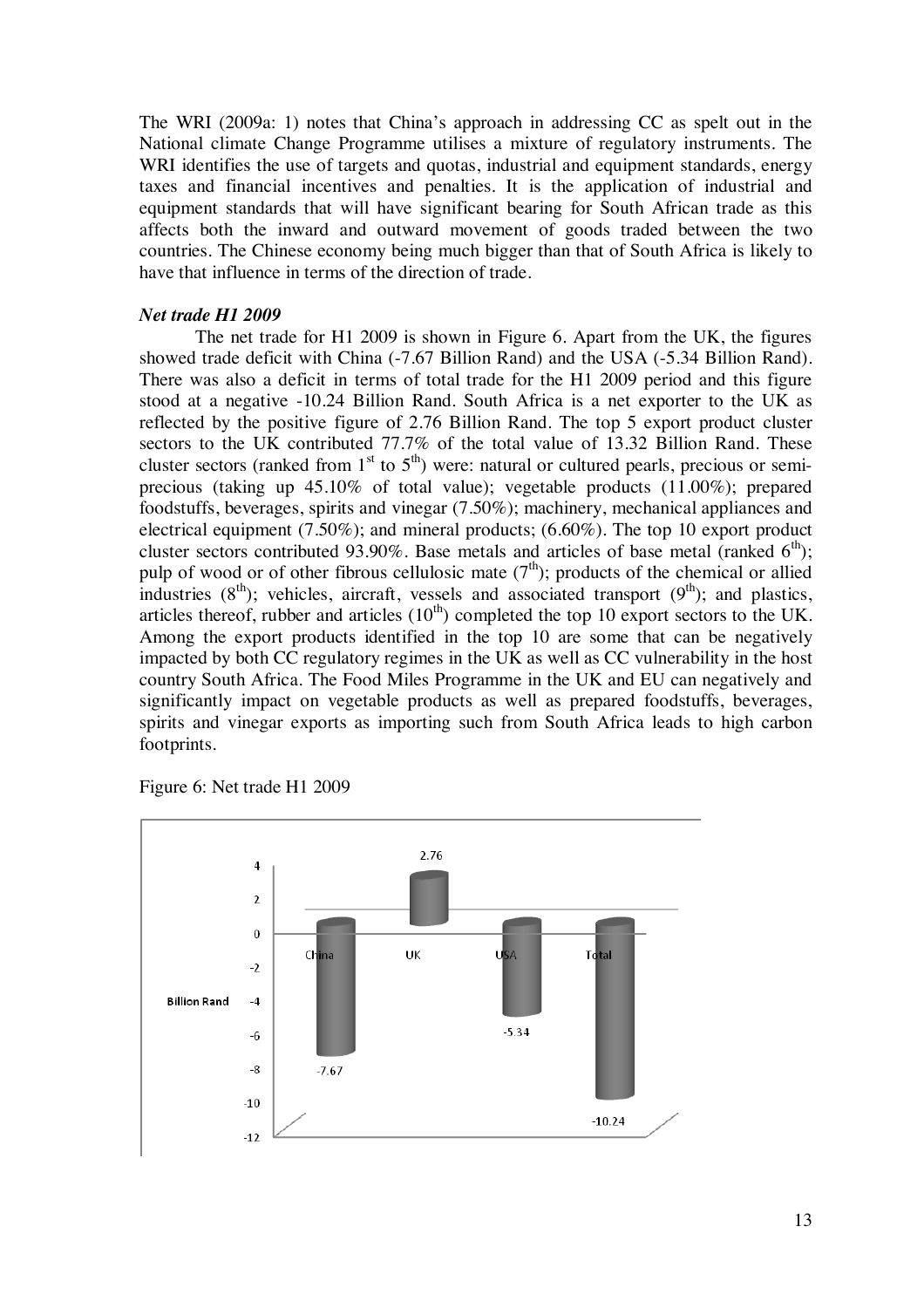The WRI (2009a: 1) notes that China's approach in addressing CC as spelt out in the National climate Change Programme utilises a mixture of regulatory instruments. The WRI identifies the use of targets and quotas, industrial and equipment standards, energy taxes and financial incentives and penalties. It is the application of industrial and equipment standards that will have significant bearing for South African trade as this affects both the inward and outward movement of goods traded between the two countries. The Chinese economy being much bigger than that of South Africa is likely to have that influence in terms of the direction of trade.

***Net trade H1 2009***

The net trade for H1 2009 is shown in Figure 6. Apart from the UK, the figures showed trade deficit with China (-7.67 Billion Rand) and the USA (-5.34 Billion Rand). There was also a deficit in terms of total trade for the H1 2009 period and this figure stood at a negative -10.24 Billion Rand. South Africa is a net exporter to the UK as reflected by the positive figure of 2.76 Billion Rand. The top 5 export product cluster sectors to the UK contributed 77.7% of the total value of 13.32 Billion Rand. These cluster sectors (ranked from 1st to 5th) were: natural or cultured pearls, precious or semi-precious (taking up 45.10% of total value); vegetable products (11.00%); prepared foodstuffs, beverages, spirits and vinegar (7.50%); machinery, mechanical appliances and electrical equipment (7.50%); and mineral products; (6.60%). The top 10 export product cluster sectors contributed 93.90%. Base metals and articles of base metal (ranked 6th); pulp of wood or of other fibrous cellulosic mate (7th); products of the chemical or allied industries (8th); vehicles, aircraft, vessels and associated transport (9th); and plastics, articles thereof, rubber and articles (10th) completed the top 10 export sectors to the UK. Among the export products identified in the top 10 are some that can be negatively impacted by both CC regulatory regimes in the UK as well as CC vulnerability in the host country South Africa. The Food Miles Programme in the UK and EU can negatively and significantly impact on vegetable products as well as prepared foodstuffs, beverages, spirits and vinegar exports as importing such from South Africa leads to high carbon footprints.

Figure 6: Net trade H1 2009

| | China | UK | USA | Total |
|---|---|---|---|---|
| Billion Rand | -7.67 | 2.76 | -5.34 | -10.24 |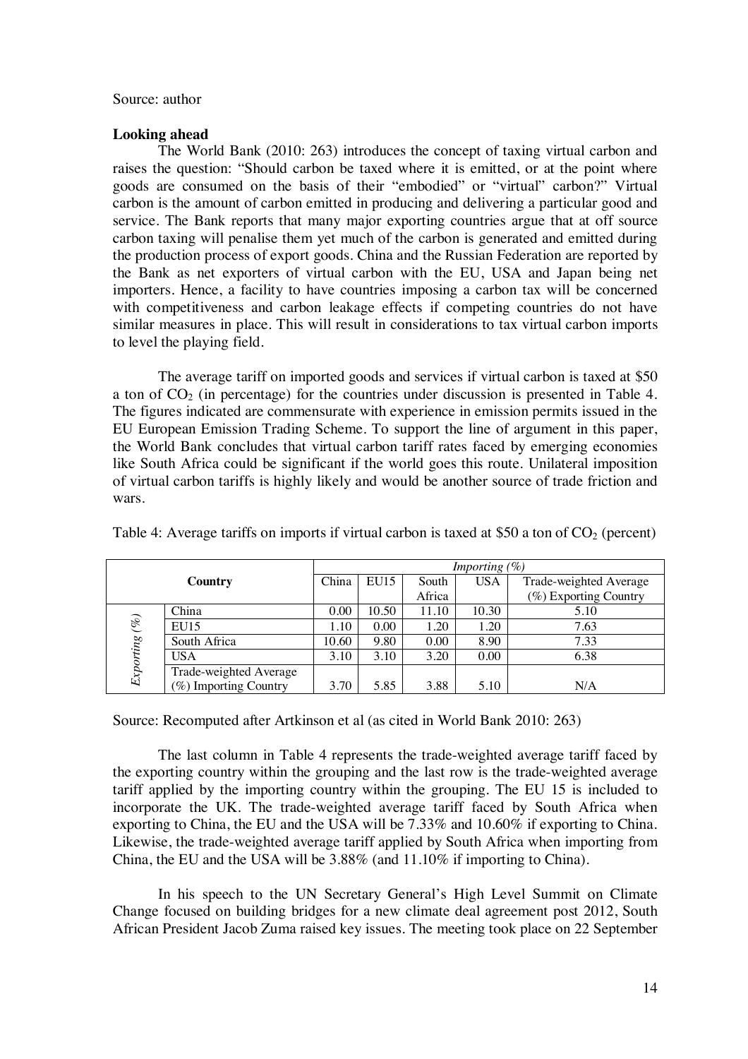Source: author

**Looking ahead**

The World Bank (2010: 263) introduces the concept of taxing virtual carbon and raises the question: "Should carbon be taxed where it is emitted, or at the point where goods are consumed on the basis of their "embodied" or "virtual" carbon?" Virtual carbon is the amount of carbon emitted in producing and delivering a particular good and service. The Bank reports that many major exporting countries argue that at off source carbon taxing will penalise them yet much of the carbon is generated and emitted during the production process of export goods. China and the Russian Federation are reported by the Bank as net exporters of virtual carbon with the EU, USA and Japan being net importers. Hence, a facility to have countries imposing a carbon tax will be concerned with competitiveness and carbon leakage effects if competing countries do not have similar measures in place. This will result in considerations to tax virtual carbon imports to level the playing field.

The average tariff on imported goods and services if virtual carbon is taxed at $50 a ton of $CO_2$ (in percentage) for the countries under discussion is presented in Table 4. The figures indicated are commensurate with experience in emission permits issued in the EU European Emission Trading Scheme. To support the line of argument in this paper, the World Bank concludes that virtual carbon tariff rates faced by emerging economies like South Africa could be significant if the world goes this route. Unilateral imposition of virtual carbon tariffs is highly likely and would be another source of trade friction and wars.

Table 4: Average tariffs on imports if virtual carbon is taxed at $50 a ton of $CO_2$ (percent)

| | Country | *Importing (%)* | | | | |
|---|---|---|---|---|---|---|
| | | China | EU15 | South Africa | USA | Trade-weighted Average (%) Exporting Country |
| *Exporting (%)* | China | 0.00 | 10.50 | 11.10 | 10.30 | 5.10 |
| | EU15 | 1.10 | 0.00 | 1.20 | 1.20 | 7.63 |
| | South Africa | 10.60 | 9.80 | 0.00 | 8.90 | 7.33 |
| | USA | 3.10 | 3.10 | 3.20 | 0.00 | 6.38 |
| | Trade-weighted Average (%) Importing Country | 3.70 | 5.85 | 3.88 | 5.10 | N/A |

Source: Recomputed after Artkinson et al (as cited in World Bank 2010: 263)

The last column in Table 4 represents the trade-weighted average tariff faced by the exporting country within the grouping and the last row is the trade-weighted average tariff applied by the importing country within the grouping. The EU 15 is included to incorporate the UK. The trade-weighted average tariff faced by South Africa when exporting to China, the EU and the USA will be 7.33% and 10.60% if exporting to China. Likewise, the trade-weighted average tariff applied by South Africa when importing from China, the EU and the USA will be 3.88% (and 11.10% if importing to China).

In his speech to the UN Secretary General's High Level Summit on Climate Change focused on building bridges for a new climate deal agreement post 2012, South African President Jacob Zuma raised key issues. The meeting took place on 22 September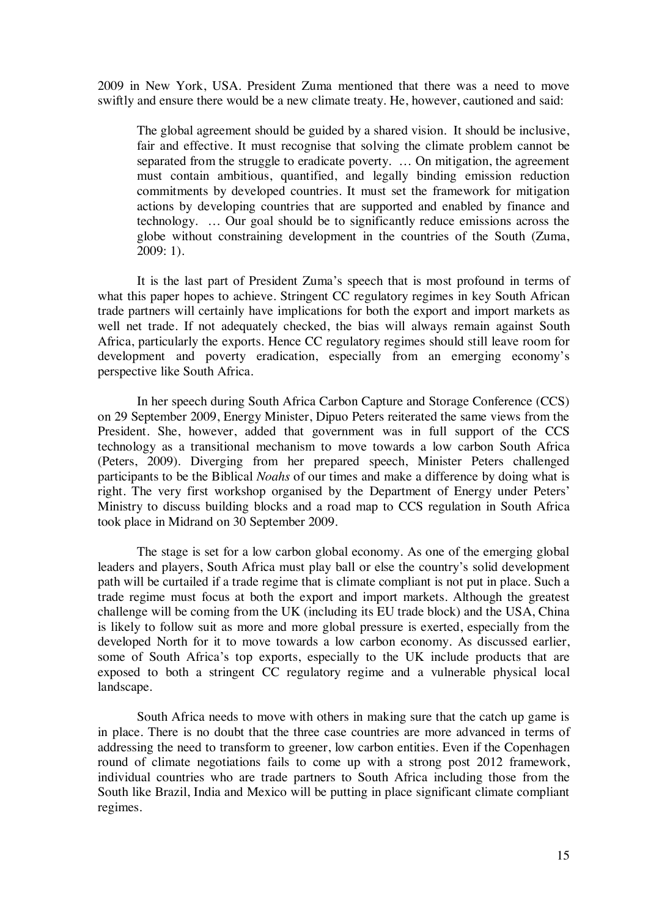2009 in New York, USA. President Zuma mentioned that there was a need to move swiftly and ensure there would be a new climate treaty. He, however, cautioned and said:

> The global agreement should be guided by a shared vision. It should be inclusive, fair and effective. It must recognise that solving the climate problem cannot be separated from the struggle to eradicate poverty. … On mitigation, the agreement must contain ambitious, quantified, and legally binding emission reduction commitments by developed countries. It must set the framework for mitigation actions by developing countries that are supported and enabled by finance and technology. … Our goal should be to significantly reduce emissions across the globe without constraining development in the countries of the South (Zuma, 2009: 1).

It is the last part of President Zuma's speech that is most profound in terms of what this paper hopes to achieve. Stringent CC regulatory regimes in key South African trade partners will certainly have implications for both the export and import markets as well net trade. If not adequately checked, the bias will always remain against South Africa, particularly the exports. Hence CC regulatory regimes should still leave room for development and poverty eradication, especially from an emerging economy's perspective like South Africa.

In her speech during South Africa Carbon Capture and Storage Conference (CCS) on 29 September 2009, Energy Minister, Dipuo Peters reiterated the same views from the President. She, however, added that government was in full support of the CCS technology as a transitional mechanism to move towards a low carbon South Africa (Peters, 2009). Diverging from her prepared speech, Minister Peters challenged participants to be the Biblical *Noahs* of our times and make a difference by doing what is right. The very first workshop organised by the Department of Energy under Peters' Ministry to discuss building blocks and a road map to CCS regulation in South Africa took place in Midrand on 30 September 2009.

The stage is set for a low carbon global economy. As one of the emerging global leaders and players, South Africa must play ball or else the country's solid development path will be curtailed if a trade regime that is climate compliant is not put in place. Such a trade regime must focus at both the export and import markets. Although the greatest challenge will be coming from the UK (including its EU trade block) and the USA, China is likely to follow suit as more and more global pressure is exerted, especially from the developed North for it to move towards a low carbon economy. As discussed earlier, some of South Africa's top exports, especially to the UK include products that are exposed to both a stringent CC regulatory regime and a vulnerable physical local landscape.

South Africa needs to move with others in making sure that the catch up game is in place. There is no doubt that the three case countries are more advanced in terms of addressing the need to transform to greener, low carbon entities. Even if the Copenhagen round of climate negotiations fails to come up with a strong post 2012 framework, individual countries who are trade partners to South Africa including those from the South like Brazil, India and Mexico will be putting in place significant climate compliant regimes.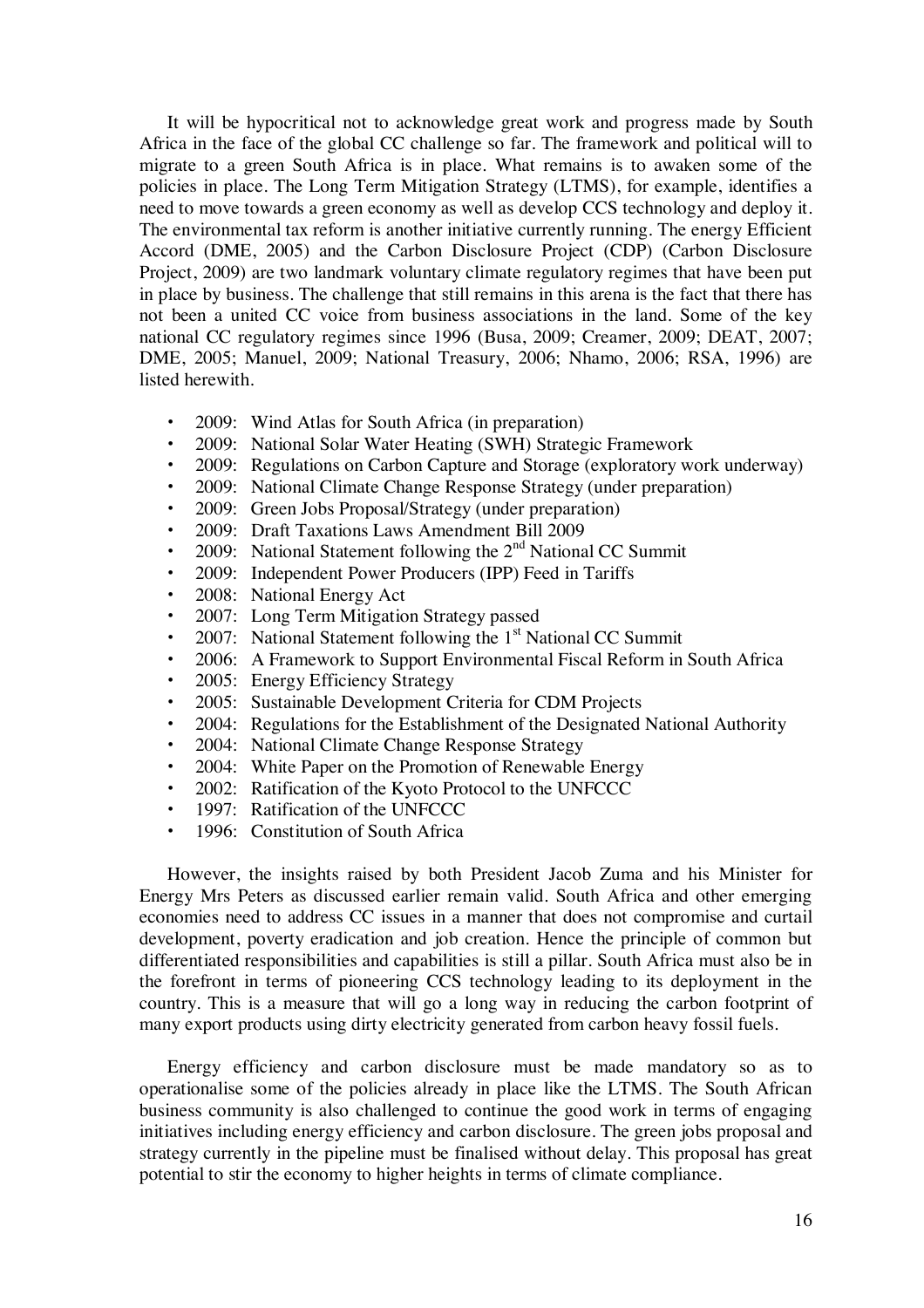It will be hypocritical not to acknowledge great work and progress made by South Africa in the face of the global CC challenge so far. The framework and political will to migrate to a green South Africa is in place. What remains is to awaken some of the policies in place. The Long Term Mitigation Strategy (LTMS), for example, identifies a need to move towards a green economy as well as develop CCS technology and deploy it. The environmental tax reform is another initiative currently running. The energy Efficient Accord (DME, 2005) and the Carbon Disclosure Project (CDP) (Carbon Disclosure Project, 2009) are two landmark voluntary climate regulatory regimes that have been put in place by business. The challenge that still remains in this arena is the fact that there has not been a united CC voice from business associations in the land. Some of the key national CC regulatory regimes since 1996 (Busa, 2009; Creamer, 2009; DEAT, 2007; DME, 2005; Manuel, 2009; National Treasury, 2006; Nhamo, 2006; RSA, 1996) are listed herewith.

- 2009: Wind Atlas for South Africa (in preparation)
- 2009: National Solar Water Heating (SWH) Strategic Framework
- 2009: Regulations on Carbon Capture and Storage (exploratory work underway)
- 2009: National Climate Change Response Strategy (under preparation)
- 2009: Green Jobs Proposal/Strategy (under preparation)
- 2009: Draft Taxations Laws Amendment Bill 2009
- 2009: National Statement following the 2nd National CC Summit
- 2009: Independent Power Producers (IPP) Feed in Tariffs
- 2008: National Energy Act
- 2007: Long Term Mitigation Strategy passed
- 2007: National Statement following the 1st National CC Summit
- 2006: A Framework to Support Environmental Fiscal Reform in South Africa
- 2005: Energy Efficiency Strategy
- 2005: Sustainable Development Criteria for CDM Projects
- 2004: Regulations for the Establishment of the Designated National Authority
- 2004: National Climate Change Response Strategy
- 2004: White Paper on the Promotion of Renewable Energy
- 2002: Ratification of the Kyoto Protocol to the UNFCCC
- 1997: Ratification of the UNFCCC
- 1996: Constitution of South Africa

However, the insights raised by both President Jacob Zuma and his Minister for Energy Mrs Peters as discussed earlier remain valid. South Africa and other emerging economies need to address CC issues in a manner that does not compromise and curtail development, poverty eradication and job creation. Hence the principle of common but differentiated responsibilities and capabilities is still a pillar. South Africa must also be in the forefront in terms of pioneering CCS technology leading to its deployment in the country. This is a measure that will go a long way in reducing the carbon footprint of many export products using dirty electricity generated from carbon heavy fossil fuels.

Energy efficiency and carbon disclosure must be made mandatory so as to operationalise some of the policies already in place like the LTMS. The South African business community is also challenged to continue the good work in terms of engaging initiatives including energy efficiency and carbon disclosure. The green jobs proposal and strategy currently in the pipeline must be finalised without delay. This proposal has great potential to stir the economy to higher heights in terms of climate compliance.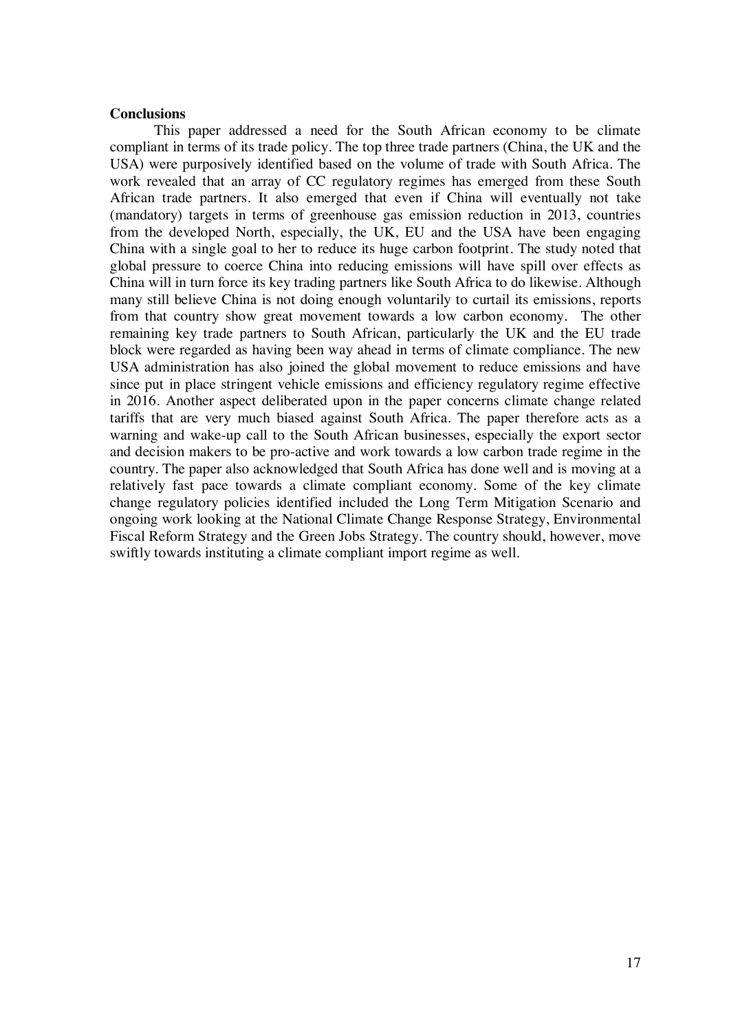**Conclusions**

This paper addressed a need for the South African economy to be climate compliant in terms of its trade policy. The top three trade partners (China, the UK and the USA) were purposively identified based on the volume of trade with South Africa. The work revealed that an array of CC regulatory regimes has emerged from these South African trade partners. It also emerged that even if China will eventually not take (mandatory) targets in terms of greenhouse gas emission reduction in 2013, countries from the developed North, especially, the UK, EU and the USA have been engaging China with a single goal to her to reduce its huge carbon footprint. The study noted that global pressure to coerce China into reducing emissions will have spill over effects as China will in turn force its key trading partners like South Africa to do likewise. Although many still believe China is not doing enough voluntarily to curtail its emissions, reports from that country show great movement towards a low carbon economy. The other remaining key trade partners to South African, particularly the UK and the EU trade block were regarded as having been way ahead in terms of climate compliance. The new USA administration has also joined the global movement to reduce emissions and have since put in place stringent vehicle emissions and efficiency regulatory regime effective in 2016. Another aspect deliberated upon in the paper concerns climate change related tariffs that are very much biased against South Africa. The paper therefore acts as a warning and wake-up call to the South African businesses, especially the export sector and decision makers to be pro-active and work towards a low carbon trade regime in the country. The paper also acknowledged that South Africa has done well and is moving at a relatively fast pace towards a climate compliant economy. Some of the key climate change regulatory policies identified included the Long Term Mitigation Scenario and ongoing work looking at the National Climate Change Response Strategy, Environmental Fiscal Reform Strategy and the Green Jobs Strategy. The country should, however, move swiftly towards instituting a climate compliant import regime as well.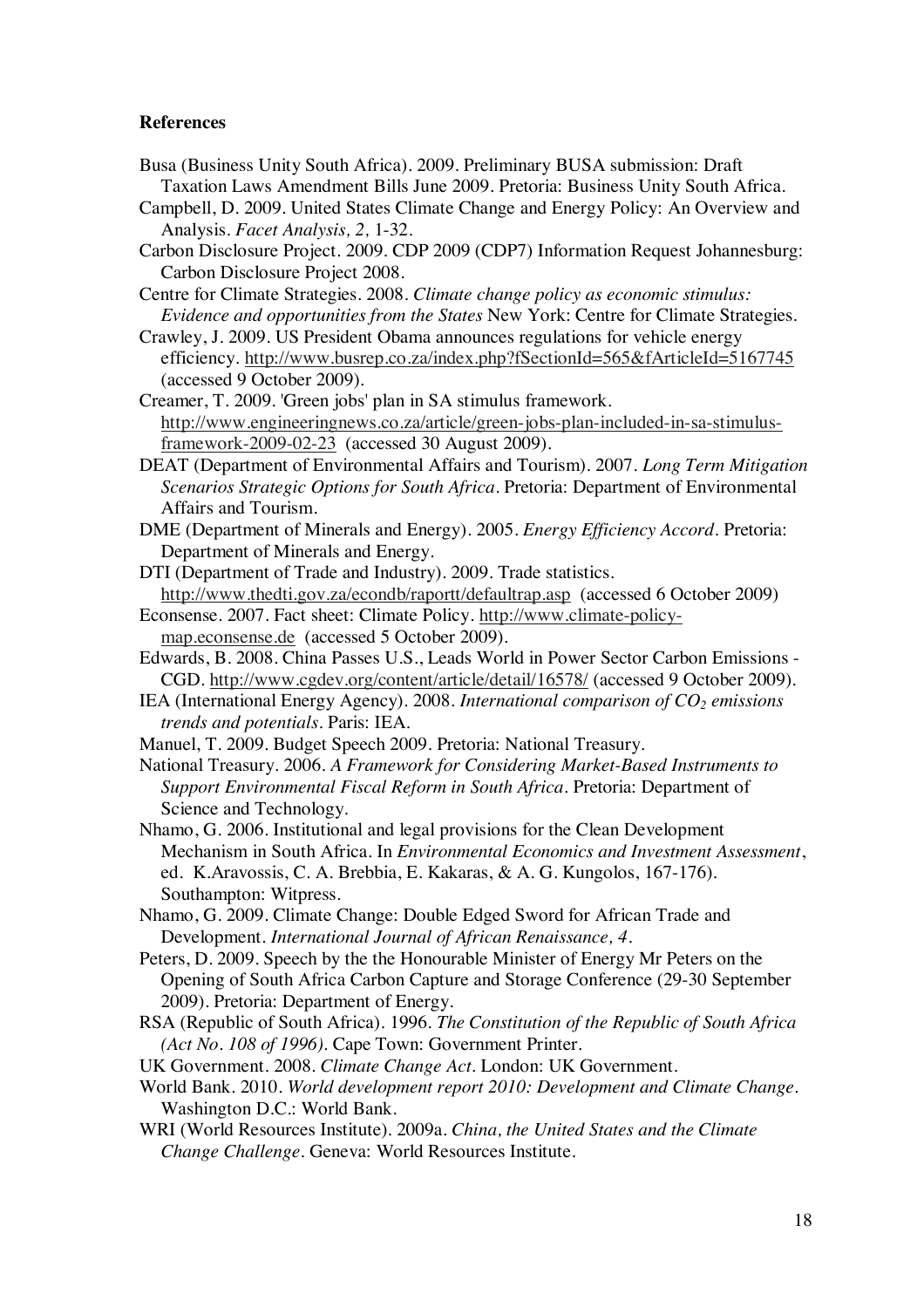**References**

Busa (Business Unity South Africa). 2009. Preliminary BUSA submission: Draft Taxation Laws Amendment Bills June 2009. Pretoria: Business Unity South Africa.

Campbell, D. 2009. United States Climate Change and Energy Policy: An Overview and Analysis. *Facet Analysis, 2,* 1-32.

Carbon Disclosure Project. 2009. CDP 2009 (CDP7) Information Request Johannesburg: Carbon Disclosure Project 2008.

Centre for Climate Strategies. 2008. *Climate change policy as economic stimulus: Evidence and opportunities from the States* New York: Centre for Climate Strategies.

Crawley, J. 2009. US President Obama announces regulations for vehicle energy efficiency. http://www.busrep.co.za/index.php?fSectionId=565&fArticleId=5167745 (accessed 9 October 2009).

Creamer, T. 2009. 'Green jobs' plan in SA stimulus framework. http://www.engineeringnews.co.za/article/green-jobs-plan-included-in-sa-stimulus-framework-2009-02-23 (accessed 30 August 2009).

DEAT (Department of Environmental Affairs and Tourism). 2007. *Long Term Mitigation Scenarios Strategic Options for South Africa*. Pretoria: Department of Environmental Affairs and Tourism.

DME (Department of Minerals and Energy). 2005. *Energy Efficiency Accord*. Pretoria: Department of Minerals and Energy.

DTI (Department of Trade and Industry). 2009. Trade statistics. http://www.thedti.gov.za/econdb/raportt/defaultrap.asp (accessed 6 October 2009)

Econsense. 2007. Fact sheet: Climate Policy. http://www.climate-policy-map.econsense.de (accessed 5 October 2009).

Edwards, B. 2008. China Passes U.S., Leads World in Power Sector Carbon Emissions - CGD. http://www.cgdev.org/content/article/detail/16578/ (accessed 9 October 2009).

IEA (International Energy Agency). 2008. *International comparison of $CO_2$ emissions trends and potentials*. Paris: IEA.

Manuel, T. 2009. Budget Speech 2009. Pretoria: National Treasury.

National Treasury. 2006. *A Framework for Considering Market-Based Instruments to Support Environmental Fiscal Reform in South Africa*. Pretoria: Department of Science and Technology.

Nhamo, G. 2006. Institutional and legal provisions for the Clean Development Mechanism in South Africa. In *Environmental Economics and Investment Assessment*, ed. K.Aravossis, C. A. Brebbia, E. Kakaras, & A. G. Kungolos, 167-176). Southampton: Witpress.

Nhamo, G. 2009. Climate Change: Double Edged Sword for African Trade and Development. *International Journal of African Renaissance, 4*.

Peters, D. 2009. Speech by the the Honourable Minister of Energy Mr Peters on the Opening of South Africa Carbon Capture and Storage Conference (29-30 September 2009). Pretoria: Department of Energy.

RSA (Republic of South Africa). 1996. *The Constitution of the Republic of South Africa (Act No. 108 of 1996)*. Cape Town: Government Printer.

UK Government. 2008. *Climate Change Act*. London: UK Government.

World Bank. 2010. *World development report 2010: Development and Climate Change*. Washington D.C.: World Bank.

WRI (World Resources Institute). 2009a. *China, the United States and the Climate Change Challenge*. Geneva: World Resources Institute.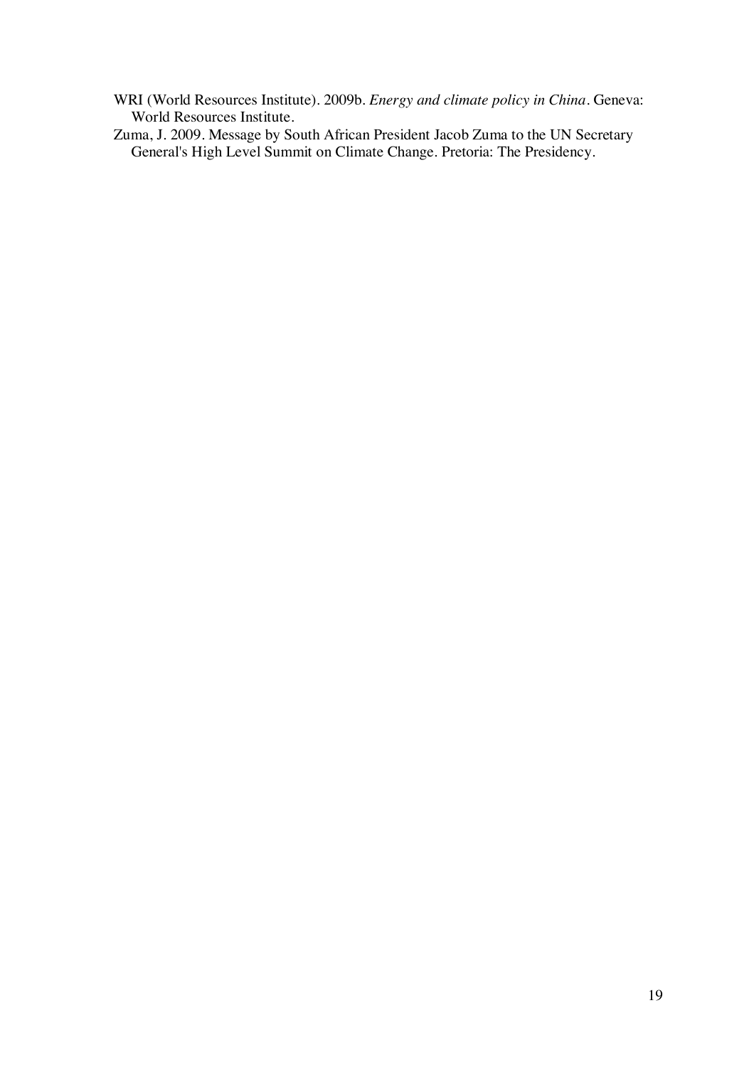WRI (World Resources Institute). 2009b. *Energy and climate policy in China*. Geneva: World Resources Institute.

Zuma, J. 2009. Message by South African President Jacob Zuma to the UN Secretary General's High Level Summit on Climate Change. Pretoria: The Presidency.